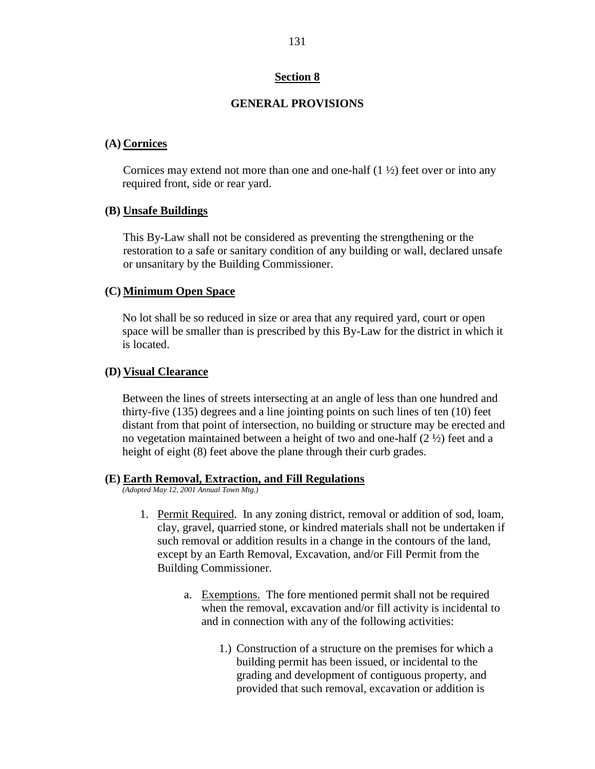# Section 8

## GENERAL PROVISIONS

### (A) Cornices

Cornices may extend not more than one and one-half (1 ½) feet over or into any required front, side or rear yard.

### (B) Unsafe Buildings

This By-Law shall not be considered as preventing the strengthening or the restoration to a safe or sanitary condition of any building or wall, declared unsafe or unsanitary by the Building Commissioner.

### (C) Minimum Open Space

No lot shall be so reduced in size or area that any required yard, court or open space will be smaller than is prescribed by this By-Law for the district in which it is located.

### (D) Visual Clearance

Between the lines of streets intersecting at an angle of less than one hundred and thirty-five (135) degrees and a line jointing points on such lines of ten (10) feet distant from that point of intersection, no building or structure may be erected and no vegetation maintained between a height of two and one-half (2 ½) feet and a height of eight (8) feet above the plane through their curb grades.

### (E) Earth Removal, Extraction, and Fill Regulations

*(Adopted May 12, 2001 Annual Town Mtg.)*

1. Permit Required. In any zoning district, removal or addition of sod, loam, clay, gravel, quarried stone, or kindred materials shall not be undertaken if such removal or addition results in a change in the contours of the land, except by an Earth Removal, Excavation, and/or Fill Permit from the Building Commissioner.

    a. Exemptions. The fore mentioned permit shall not be required when the removal, excavation and/or fill activity is incidental to and in connection with any of the following activities:

        1.) Construction of a structure on the premises for which a building permit has been issued, or incidental to the grading and development of contiguous property, and provided that such removal, excavation or addition is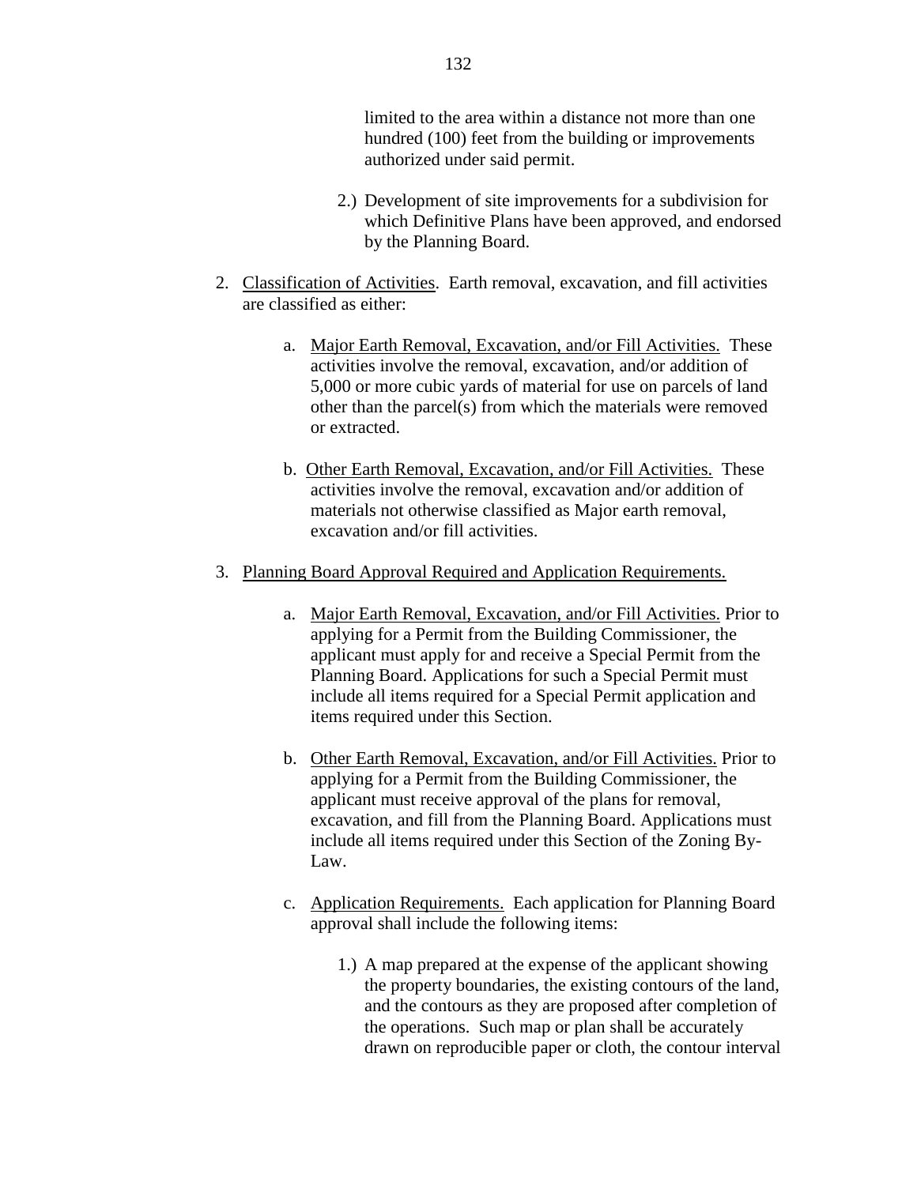limited to the area within a distance not more than one hundred (100) feet from the building or improvements authorized under said permit.

2.) Development of site improvements for a subdivision for which Definitive Plans have been approved, and endorsed by the Planning Board.

2. Classification of Activities. Earth removal, excavation, and fill activities are classified as either:

   a. Major Earth Removal, Excavation, and/or Fill Activities. These activities involve the removal, excavation, and/or addition of 5,000 or more cubic yards of material for use on parcels of land other than the parcel(s) from which the materials were removed or extracted.

   b. Other Earth Removal, Excavation, and/or Fill Activities. These activities involve the removal, excavation and/or addition of materials not otherwise classified as Major earth removal, excavation and/or fill activities.

3. Planning Board Approval Required and Application Requirements.

   a. Major Earth Removal, Excavation, and/or Fill Activities. Prior to applying for a Permit from the Building Commissioner, the applicant must apply for and receive a Special Permit from the Planning Board. Applications for such a Special Permit must include all items required for a Special Permit application and items required under this Section.

   b. Other Earth Removal, Excavation, and/or Fill Activities. Prior to applying for a Permit from the Building Commissioner, the applicant must receive approval of the plans for removal, excavation, and fill from the Planning Board. Applications must include all items required under this Section of the Zoning By-Law.

   c. Application Requirements. Each application for Planning Board approval shall include the following items:

      1.) A map prepared at the expense of the applicant showing the property boundaries, the existing contours of the land, and the contours as they are proposed after completion of the operations. Such map or plan shall be accurately drawn on reproducible paper or cloth, the contour interval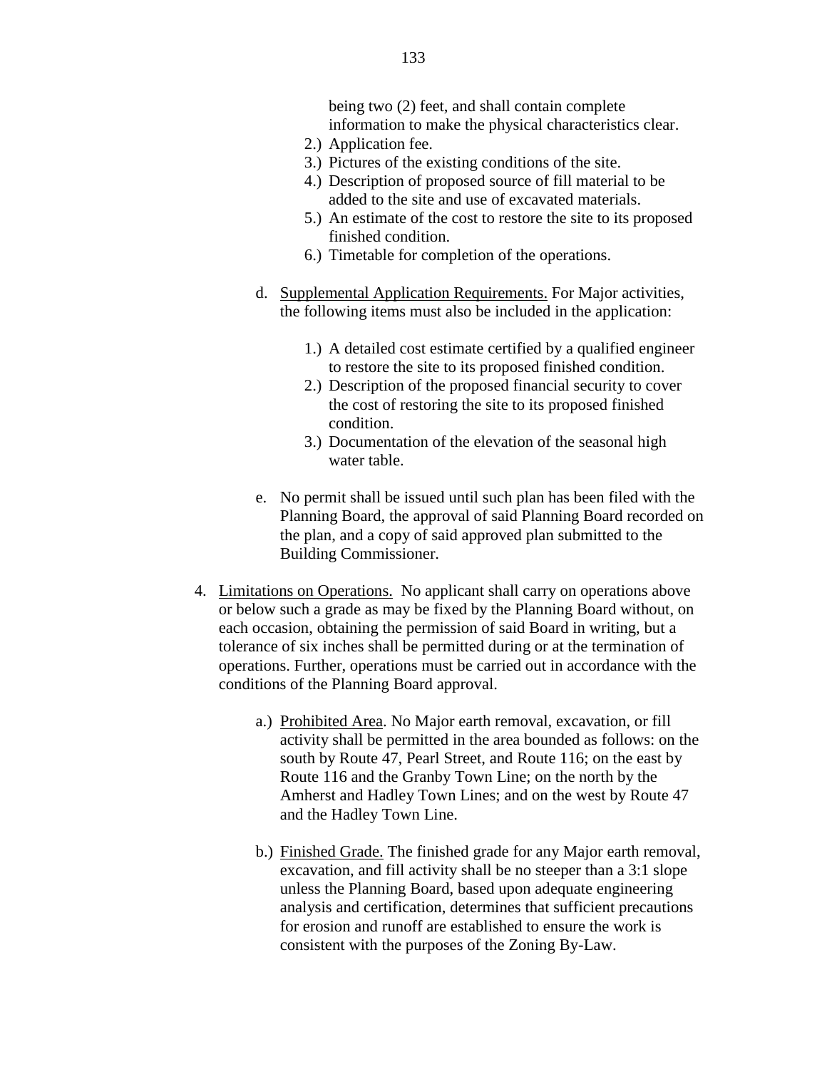being two (2) feet, and shall contain complete information to make the physical characteristics clear.

2.) Application fee.
3.) Pictures of the existing conditions of the site.
4.) Description of proposed source of fill material to be added to the site and use of excavated materials.
5.) An estimate of the cost to restore the site to its proposed finished condition.
6.) Timetable for completion of the operations.

d. Supplemental Application Requirements. For Major activities, the following items must also be included in the application:

1.) A detailed cost estimate certified by a qualified engineer to restore the site to its proposed finished condition.
2.) Description of the proposed financial security to cover the cost of restoring the site to its proposed finished condition.
3.) Documentation of the elevation of the seasonal high water table.

e. No permit shall be issued until such plan has been filed with the Planning Board, the approval of said Planning Board recorded on the plan, and a copy of said approved plan submitted to the Building Commissioner.

4. Limitations on Operations. No applicant shall carry on operations above or below such a grade as may be fixed by the Planning Board without, on each occasion, obtaining the permission of said Board in writing, but a tolerance of six inches shall be permitted during or at the termination of operations. Further, operations must be carried out in accordance with the conditions of the Planning Board approval.

a.) Prohibited Area. No Major earth removal, excavation, or fill activity shall be permitted in the area bounded as follows: on the south by Route 47, Pearl Street, and Route 116; on the east by Route 116 and the Granby Town Line; on the north by the Amherst and Hadley Town Lines; and on the west by Route 47 and the Hadley Town Line.

b.) Finished Grade. The finished grade for any Major earth removal, excavation, and fill activity shall be no steeper than a 3:1 slope unless the Planning Board, based upon adequate engineering analysis and certification, determines that sufficient precautions for erosion and runoff are established to ensure the work is consistent with the purposes of the Zoning By-Law.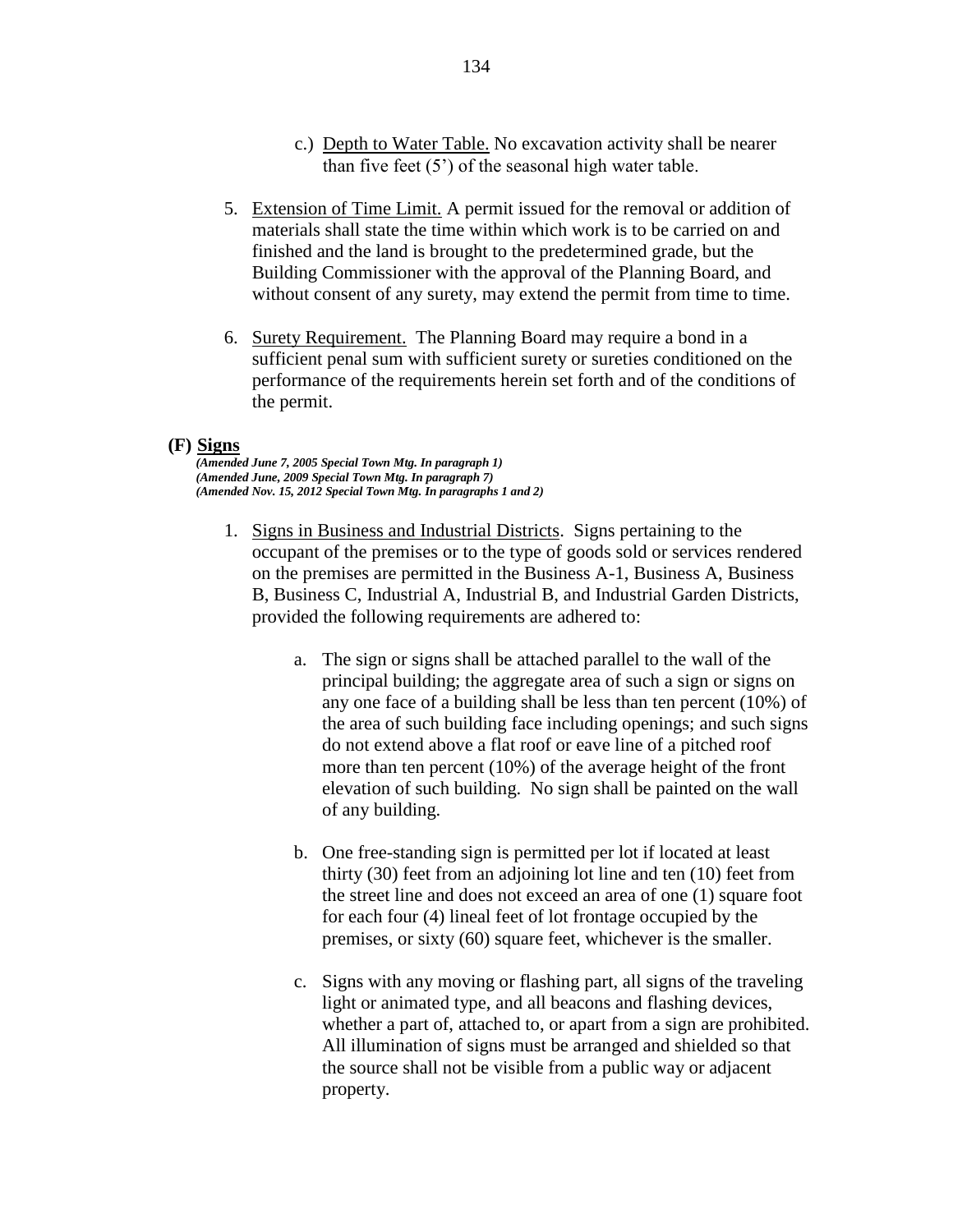c.) <u>Depth to Water Table.</u> No excavation activity shall be nearer than five feet (5') of the seasonal high water table.

5. <u>Extension of Time Limit.</u> A permit issued for the removal or addition of materials shall state the time within which work is to be carried on and finished and the land is brought to the predetermined grade, but the Building Commissioner with the approval of the Planning Board, and without consent of any surety, may extend the permit from time to time.

6. <u>Surety Requirement.</u> The Planning Board may require a bond in a sufficient penal sum with sufficient surety or sureties conditioned on the performance of the requirements herein set forth and of the conditions of the permit.

### (F) <u>Signs</u>

***(Amended June 7, 2005 Special Town Mtg. In paragraph 1)***
***(Amended June, 2009 Special Town Mtg. In paragraph 7)***
***(Amended Nov. 15, 2012 Special Town Mtg. In paragraphs 1 and 2)***

1. <u>Signs in Business and Industrial Districts</u>. Signs pertaining to the occupant of the premises or to the type of goods sold or services rendered on the premises are permitted in the Business A-1, Business A, Business B, Business C, Industrial A, Industrial B, and Industrial Garden Districts, provided the following requirements are adhered to:

    a. The sign or signs shall be attached parallel to the wall of the principal building; the aggregate area of such a sign or signs on any one face of a building shall be less than ten percent (10%) of the area of such building face including openings; and such signs do not extend above a flat roof or eave line of a pitched roof more than ten percent (10%) of the average height of the front elevation of such building. No sign shall be painted on the wall of any building.

    b. One free-standing sign is permitted per lot if located at least thirty (30) feet from an adjoining lot line and ten (10) feet from the street line and does not exceed an area of one (1) square foot for each four (4) lineal feet of lot frontage occupied by the premises, or sixty (60) square feet, whichever is the smaller.

    c. Signs with any moving or flashing part, all signs of the traveling light or animated type, and all beacons and flashing devices, whether a part of, attached to, or apart from a sign are prohibited. All illumination of signs must be arranged and shielded so that the source shall not be visible from a public way or adjacent property.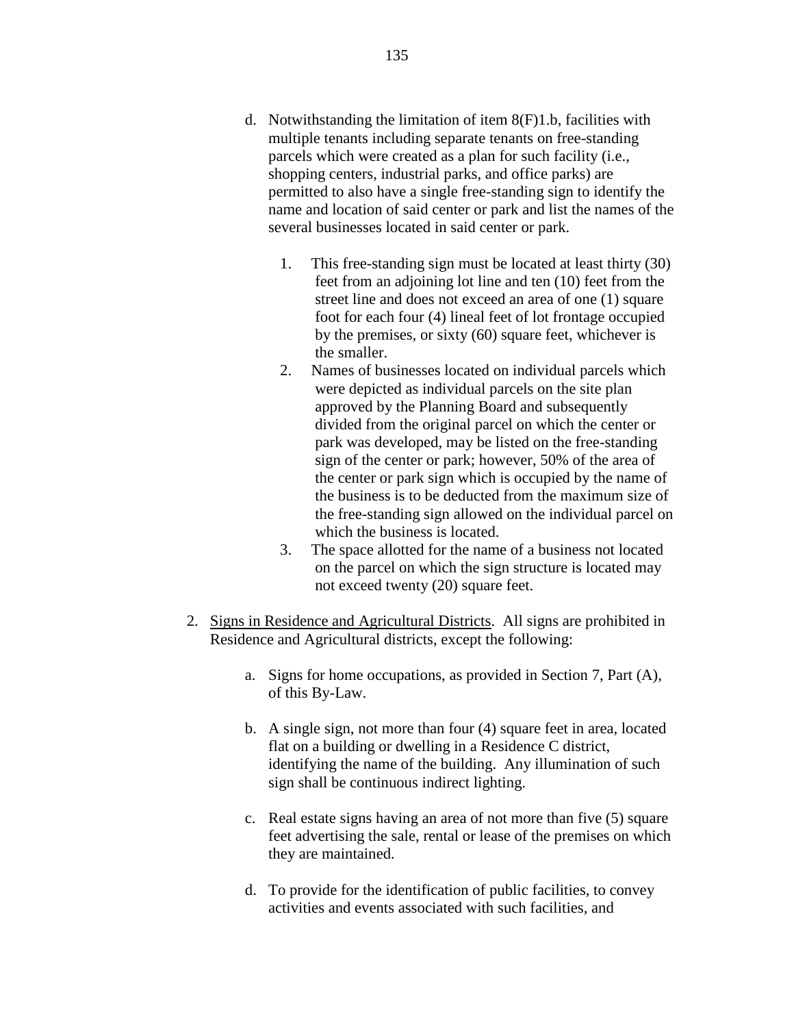d. Notwithstanding the limitation of item 8(F)1.b, facilities with multiple tenants including separate tenants on free-standing parcels which were created as a plan for such facility (i.e., shopping centers, industrial parks, and office parks) are permitted to also have a single free-standing sign to identify the name and location of said center or park and list the names of the several businesses located in said center or park.

   1. This free-standing sign must be located at least thirty (30) feet from an adjoining lot line and ten (10) feet from the street line and does not exceed an area of one (1) square foot for each four (4) lineal feet of lot frontage occupied by the premises, or sixty (60) square feet, whichever is the smaller.
   2. Names of businesses located on individual parcels which were depicted as individual parcels on the site plan approved by the Planning Board and subsequently divided from the original parcel on which the center or park was developed, may be listed on the free-standing sign of the center or park; however, 50% of the area of the center or park sign which is occupied by the name of the business is to be deducted from the maximum size of the free-standing sign allowed on the individual parcel on which the business is located.
   3. The space allotted for the name of a business not located on the parcel on which the sign structure is located may not exceed twenty (20) square feet.

2. <u>Signs in Residence and Agricultural Districts</u>. All signs are prohibited in Residence and Agricultural districts, except the following:

   a. Signs for home occupations, as provided in Section 7, Part (A), of this By-Law.

   b. A single sign, not more than four (4) square feet in area, located flat on a building or dwelling in a Residence C district, identifying the name of the building. Any illumination of such sign shall be continuous indirect lighting.

   c. Real estate signs having an area of not more than five (5) square feet advertising the sale, rental or lease of the premises on which they are maintained.

   d. To provide for the identification of public facilities, to convey activities and events associated with such facilities, and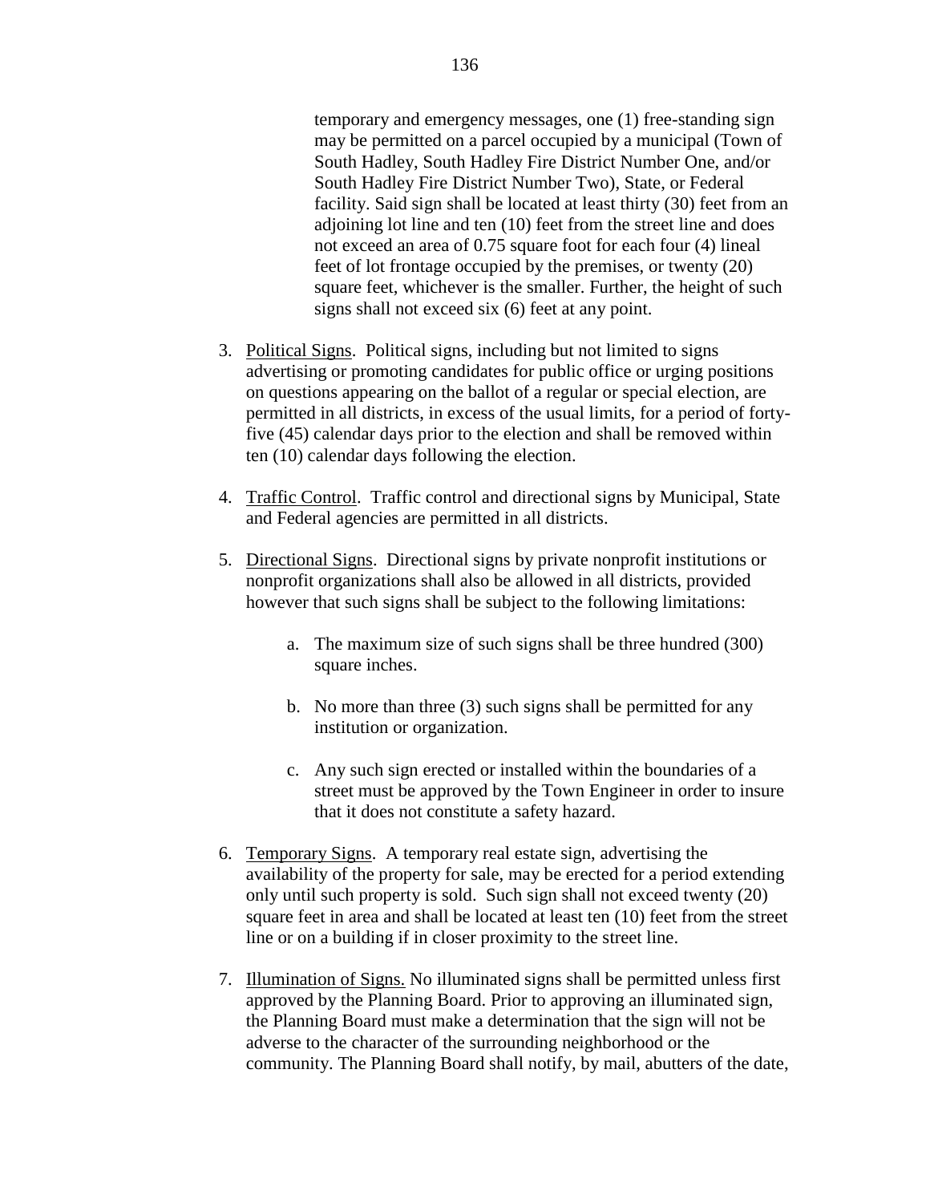temporary and emergency messages, one (1) free-standing sign may be permitted on a parcel occupied by a municipal (Town of South Hadley, South Hadley Fire District Number One, and/or South Hadley Fire District Number Two), State, or Federal facility. Said sign shall be located at least thirty (30) feet from an adjoining lot line and ten (10) feet from the street line and does not exceed an area of 0.75 square foot for each four (4) lineal feet of lot frontage occupied by the premises, or twenty (20) square feet, whichever is the smaller. Further, the height of such signs shall not exceed six (6) feet at any point.

3. Political Signs. Political signs, including but not limited to signs advertising or promoting candidates for public office or urging positions on questions appearing on the ballot of a regular or special election, are permitted in all districts, in excess of the usual limits, for a period of forty-five (45) calendar days prior to the election and shall be removed within ten (10) calendar days following the election.

4. Traffic Control. Traffic control and directional signs by Municipal, State and Federal agencies are permitted in all districts.

5. Directional Signs. Directional signs by private nonprofit institutions or nonprofit organizations shall also be allowed in all districts, provided however that such signs shall be subject to the following limitations:

   a. The maximum size of such signs shall be three hundred (300) square inches.

   b. No more than three (3) such signs shall be permitted for any institution or organization.

   c. Any such sign erected or installed within the boundaries of a street must be approved by the Town Engineer in order to insure that it does not constitute a safety hazard.

6. Temporary Signs. A temporary real estate sign, advertising the availability of the property for sale, may be erected for a period extending only until such property is sold. Such sign shall not exceed twenty (20) square feet in area and shall be located at least ten (10) feet from the street line or on a building if in closer proximity to the street line.

7. Illumination of Signs. No illuminated signs shall be permitted unless first approved by the Planning Board. Prior to approving an illuminated sign, the Planning Board must make a determination that the sign will not be adverse to the character of the surrounding neighborhood or the community. The Planning Board shall notify, by mail, abutters of the date,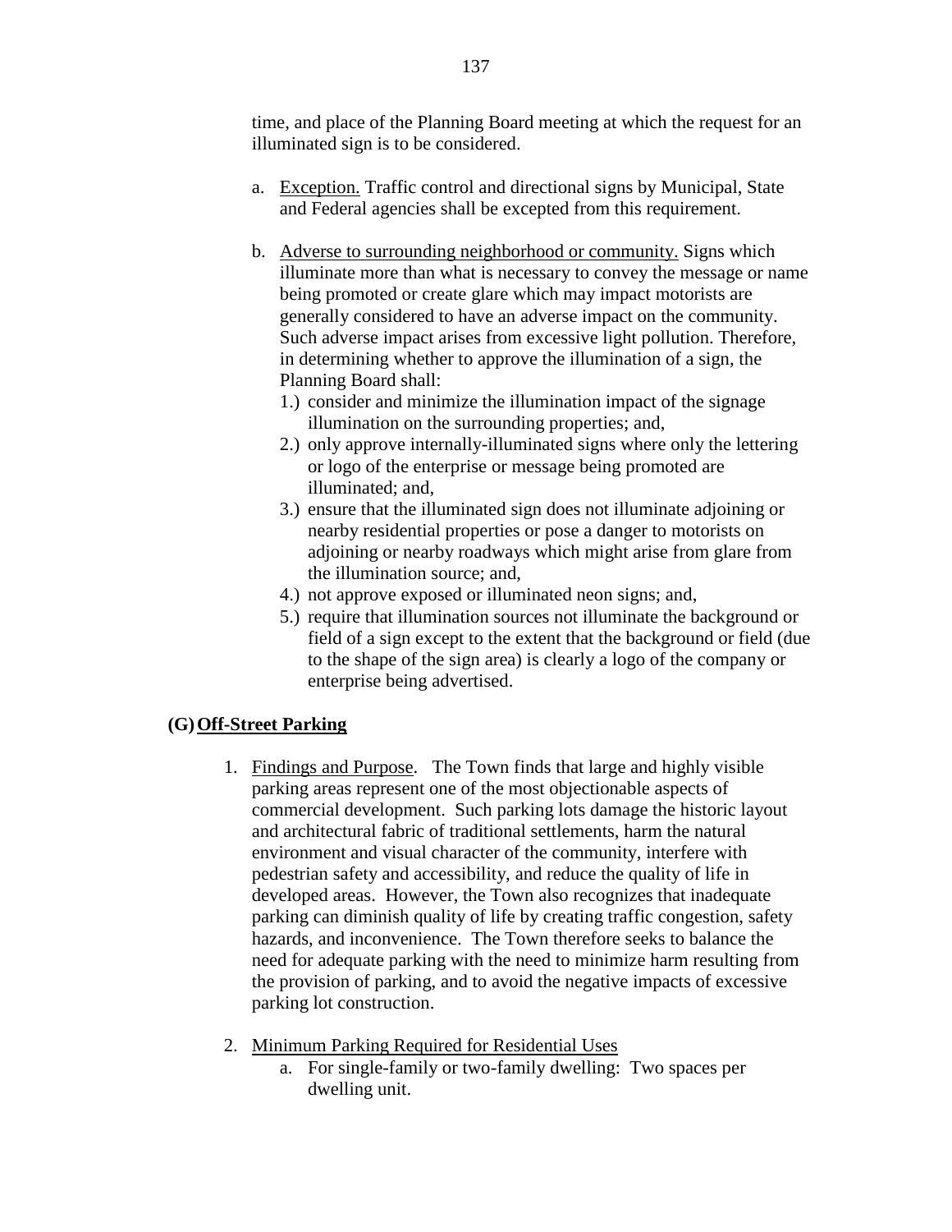time, and place of the Planning Board meeting at which the request for an illuminated sign is to be considered.

a. Exception. Traffic control and directional signs by Municipal, State and Federal agencies shall be excepted from this requirement.

b. Adverse to surrounding neighborhood or community. Signs which illuminate more than what is necessary to convey the message or name being promoted or create glare which may impact motorists are generally considered to have an adverse impact on the community. Such adverse impact arises from excessive light pollution. Therefore, in determining whether to approve the illumination of a sign, the Planning Board shall:

   1.) consider and minimize the illumination impact of the signage illumination on the surrounding properties; and,
   2.) only approve internally-illuminated signs where only the lettering or logo of the enterprise or message being promoted are illuminated; and,
   3.) ensure that the illuminated sign does not illuminate adjoining or nearby residential properties or pose a danger to motorists on adjoining or nearby roadways which might arise from glare from the illumination source; and,
   4.) not approve exposed or illuminated neon signs; and,
   5.) require that illumination sources not illuminate the background or field of a sign except to the extent that the background or field (due to the shape of the sign area) is clearly a logo of the company or enterprise being advertised.

## (G) Off-Street Parking

1. Findings and Purpose. The Town finds that large and highly visible parking areas represent one of the most objectionable aspects of commercial development. Such parking lots damage the historic layout and architectural fabric of traditional settlements, harm the natural environment and visual character of the community, interfere with pedestrian safety and accessibility, and reduce the quality of life in developed areas. However, the Town also recognizes that inadequate parking can diminish quality of life by creating traffic congestion, safety hazards, and inconvenience. The Town therefore seeks to balance the need for adequate parking with the need to minimize harm resulting from the provision of parking, and to avoid the negative impacts of excessive parking lot construction.

2. Minimum Parking Required for Residential Uses
   a. For single-family or two-family dwelling: Two spaces per dwelling unit.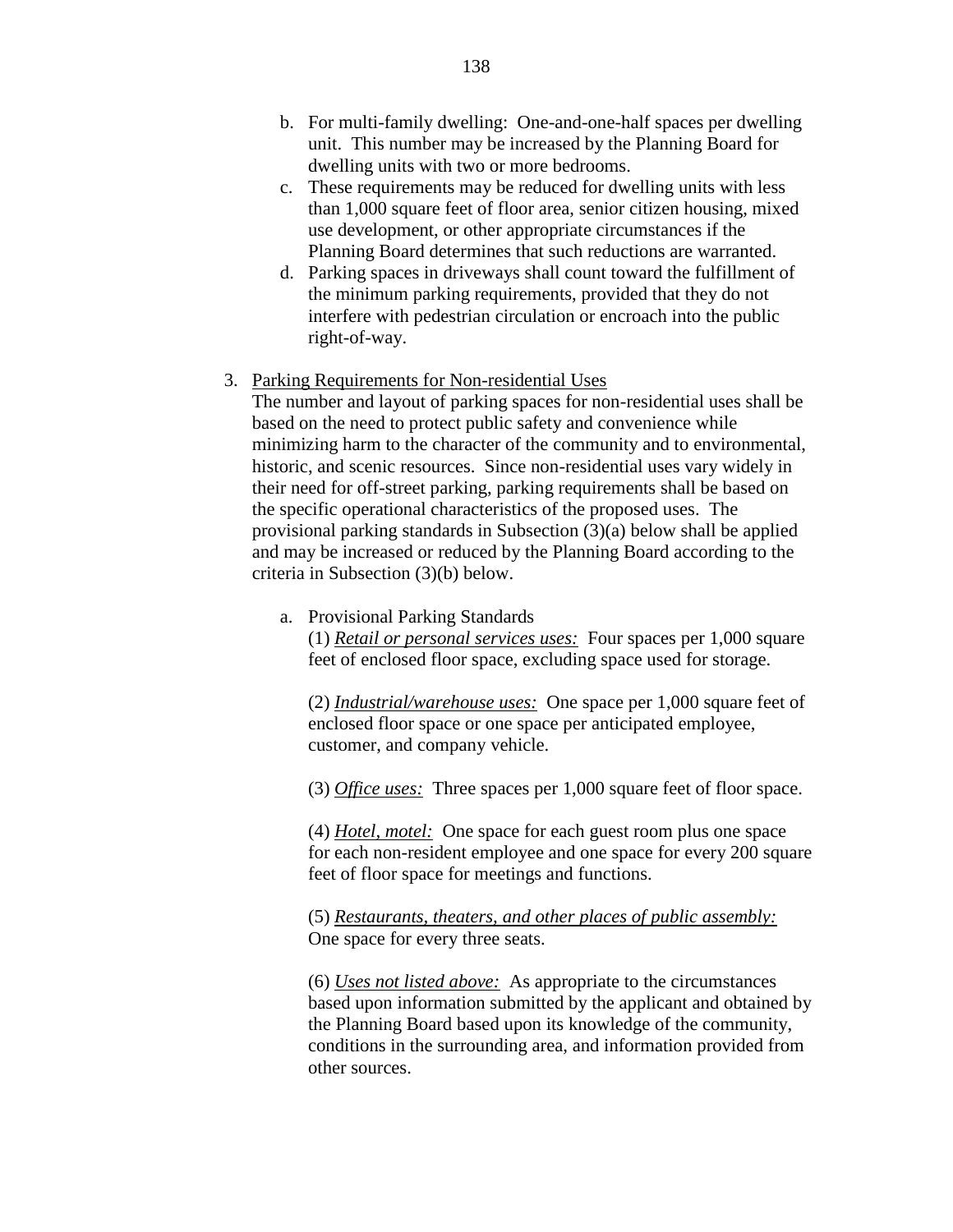b. For multi-family dwelling: One-and-one-half spaces per dwelling unit. This number may be increased by the Planning Board for dwelling units with two or more bedrooms.

c. These requirements may be reduced for dwelling units with less than 1,000 square feet of floor area, senior citizen housing, mixed use development, or other appropriate circumstances if the Planning Board determines that such reductions are warranted.

d. Parking spaces in driveways shall count toward the fulfillment of the minimum parking requirements, provided that they do not interfere with pedestrian circulation or encroach into the public right-of-way.

3. Parking Requirements for Non-residential Uses

The number and layout of parking spaces for non-residential uses shall be based on the need to protect public safety and convenience while minimizing harm to the character of the community and to environmental, historic, and scenic resources. Since non-residential uses vary widely in their need for off-street parking, parking requirements shall be based on the specific operational characteristics of the proposed uses. The provisional parking standards in Subsection (3)(a) below shall be applied and may be increased or reduced by the Planning Board according to the criteria in Subsection (3)(b) below.

a. Provisional Parking Standards

(1) *Retail or personal services uses:* Four spaces per 1,000 square feet of enclosed floor space, excluding space used for storage.

(2) *Industrial/warehouse uses:* One space per 1,000 square feet of enclosed floor space or one space per anticipated employee, customer, and company vehicle.

(3) *Office uses:* Three spaces per 1,000 square feet of floor space.

(4) *Hotel, motel:* One space for each guest room plus one space for each non-resident employee and one space for every 200 square feet of floor space for meetings and functions.

(5) *Restaurants, theaters, and other places of public assembly:* One space for every three seats.

(6) *Uses not listed above:* As appropriate to the circumstances based upon information submitted by the applicant and obtained by the Planning Board based upon its knowledge of the community, conditions in the surrounding area, and information provided from other sources.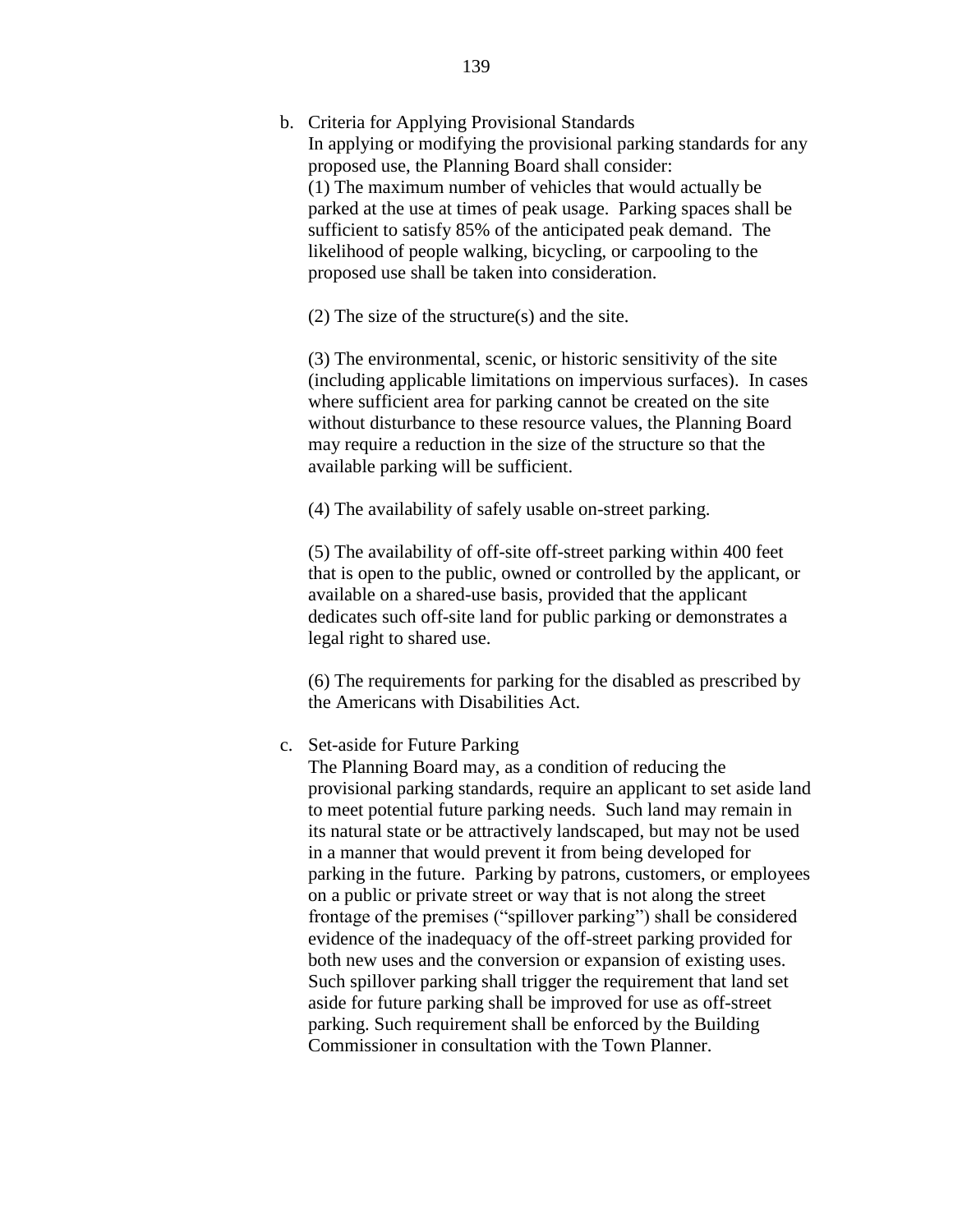b. Criteria for Applying Provisional Standards

   In applying or modifying the provisional parking standards for any proposed use, the Planning Board shall consider:

   (1) The maximum number of vehicles that would actually be parked at the use at times of peak usage. Parking spaces shall be sufficient to satisfy 85% of the anticipated peak demand. The likelihood of people walking, bicycling, or carpooling to the proposed use shall be taken into consideration.

   (2) The size of the structure(s) and the site.

   (3) The environmental, scenic, or historic sensitivity of the site (including applicable limitations on impervious surfaces). In cases where sufficient area for parking cannot be created on the site without disturbance to these resource values, the Planning Board may require a reduction in the size of the structure so that the available parking will be sufficient.

   (4) The availability of safely usable on-street parking.

   (5) The availability of off-site off-street parking within 400 feet that is open to the public, owned or controlled by the applicant, or available on a shared-use basis, provided that the applicant dedicates such off-site land for public parking or demonstrates a legal right to shared use.

   (6) The requirements for parking for the disabled as prescribed by the Americans with Disabilities Act.

c. Set-aside for Future Parking

   The Planning Board may, as a condition of reducing the provisional parking standards, require an applicant to set aside land to meet potential future parking needs. Such land may remain in its natural state or be attractively landscaped, but may not be used in a manner that would prevent it from being developed for parking in the future. Parking by patrons, customers, or employees on a public or private street or way that is not along the street frontage of the premises ("spillover parking") shall be considered evidence of the inadequacy of the off-street parking provided for both new uses and the conversion or expansion of existing uses. Such spillover parking shall trigger the requirement that land set aside for future parking shall be improved for use as off-street parking. Such requirement shall be enforced by the Building Commissioner in consultation with the Town Planner.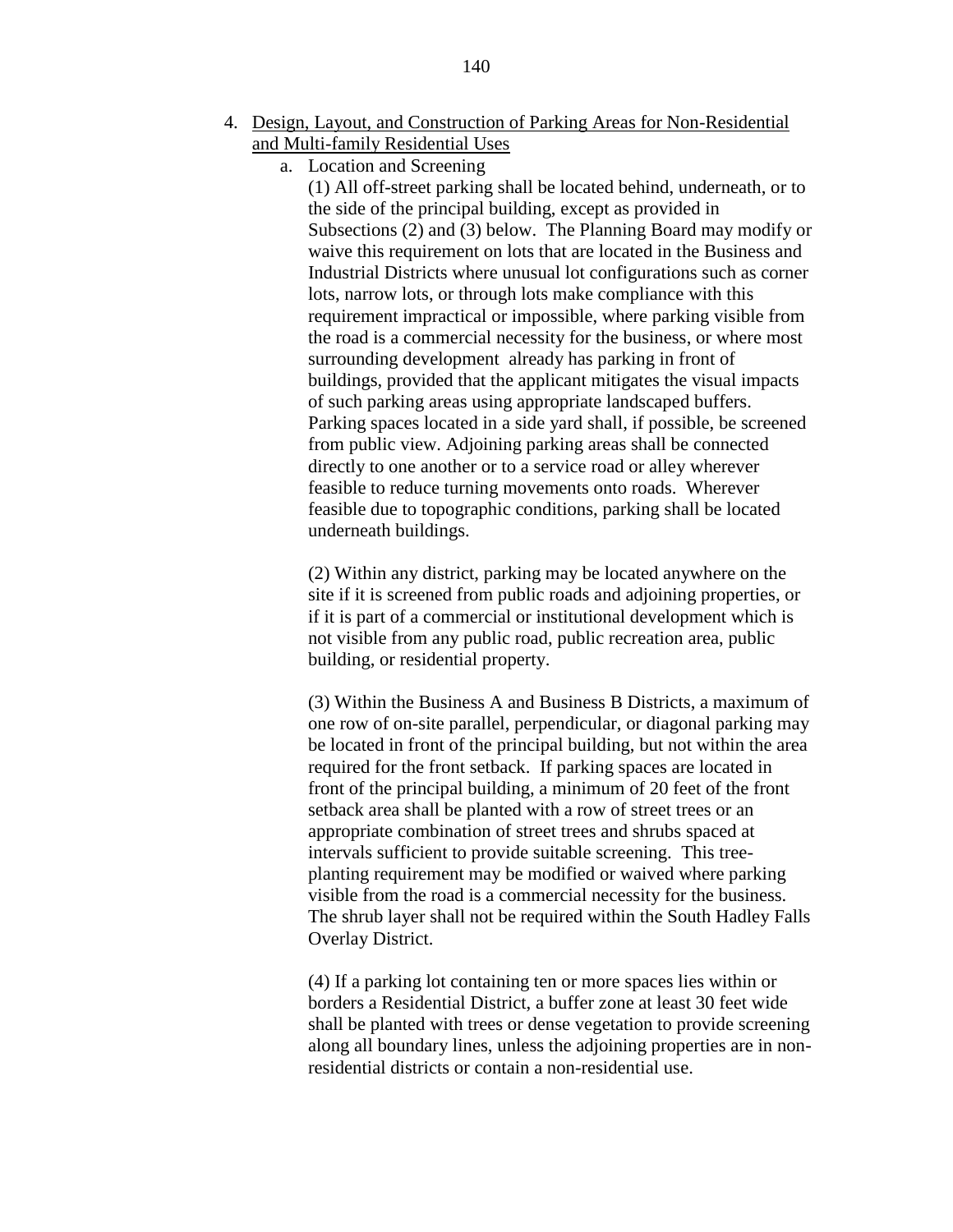4. <u>Design, Layout, and Construction of Parking Areas for Non-Residential and Multi-family Residential Uses</u>

   a. Location and Screening

      (1) All off-street parking shall be located behind, underneath, or to the side of the principal building, except as provided in Subsections (2) and (3) below. The Planning Board may modify or waive this requirement on lots that are located in the Business and Industrial Districts where unusual lot configurations such as corner lots, narrow lots, or through lots make compliance with this requirement impractical or impossible, where parking visible from the road is a commercial necessity for the business, or where most surrounding development already has parking in front of buildings, provided that the applicant mitigates the visual impacts of such parking areas using appropriate landscaped buffers. Parking spaces located in a side yard shall, if possible, be screened from public view. Adjoining parking areas shall be connected directly to one another or to a service road or alley wherever feasible to reduce turning movements onto roads. Wherever feasible due to topographic conditions, parking shall be located underneath buildings.

      (2) Within any district, parking may be located anywhere on the site if it is screened from public roads and adjoining properties, or if it is part of a commercial or institutional development which is not visible from any public road, public recreation area, public building, or residential property.

      (3) Within the Business A and Business B Districts, a maximum of one row of on-site parallel, perpendicular, or diagonal parking may be located in front of the principal building, but not within the area required for the front setback. If parking spaces are located in front of the principal building, a minimum of 20 feet of the front setback area shall be planted with a row of street trees or an appropriate combination of street trees and shrubs spaced at intervals sufficient to provide suitable screening. This tree-planting requirement may be modified or waived where parking visible from the road is a commercial necessity for the business. The shrub layer shall not be required within the South Hadley Falls Overlay District.

      (4) If a parking lot containing ten or more spaces lies within or borders a Residential District, a buffer zone at least 30 feet wide shall be planted with trees or dense vegetation to provide screening along all boundary lines, unless the adjoining properties are in non-residential districts or contain a non-residential use.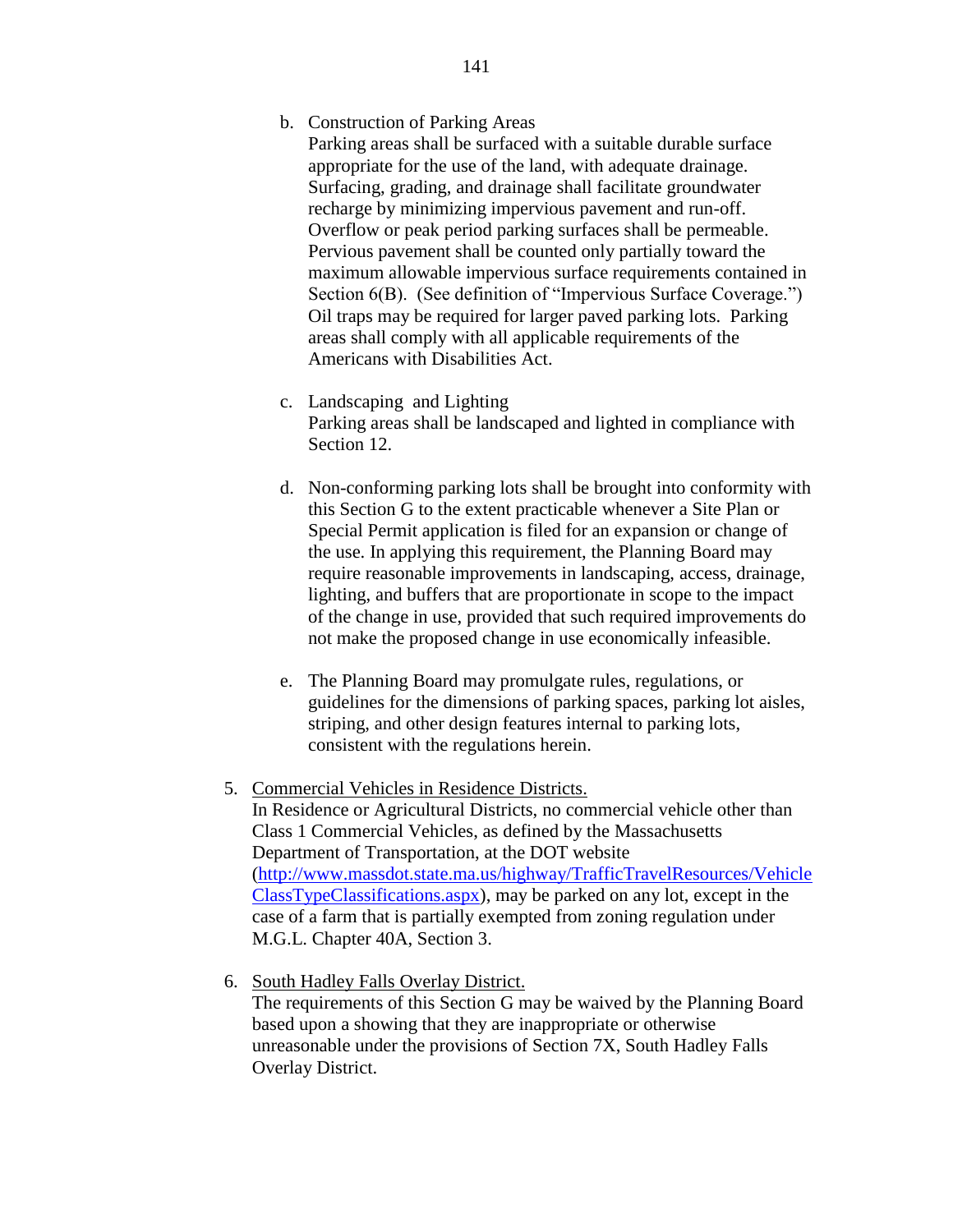b. Construction of Parking Areas
   Parking areas shall be surfaced with a suitable durable surface appropriate for the use of the land, with adequate drainage. Surfacing, grading, and drainage shall facilitate groundwater recharge by minimizing impervious pavement and run-off. Overflow or peak period parking surfaces shall be permeable. Pervious pavement shall be counted only partially toward the maximum allowable impervious surface requirements contained in Section 6(B). (See definition of "Impervious Surface Coverage.") Oil traps may be required for larger paved parking lots. Parking areas shall comply with all applicable requirements of the Americans with Disabilities Act.

c. Landscaping and Lighting
   Parking areas shall be landscaped and lighted in compliance with Section 12.

d. Non-conforming parking lots shall be brought into conformity with this Section G to the extent practicable whenever a Site Plan or Special Permit application is filed for an expansion or change of the use. In applying this requirement, the Planning Board may require reasonable improvements in landscaping, access, drainage, lighting, and buffers that are proportionate in scope to the impact of the change in use, provided that such required improvements do not make the proposed change in use economically infeasible.

e. The Planning Board may promulgate rules, regulations, or guidelines for the dimensions of parking spaces, parking lot aisles, striping, and other design features internal to parking lots, consistent with the regulations herein.

5. Commercial Vehicles in Residence Districts.
   In Residence or Agricultural Districts, no commercial vehicle other than Class 1 Commercial Vehicles, as defined by the Massachusetts Department of Transportation, at the DOT website (http://www.massdot.state.ma.us/highway/TrafficTravelResources/VehicleClassTypeClassifications.aspx), may be parked on any lot, except in the case of a farm that is partially exempted from zoning regulation under M.G.L. Chapter 40A, Section 3.

6. South Hadley Falls Overlay District.
   The requirements of this Section G may be waived by the Planning Board based upon a showing that they are inappropriate or otherwise unreasonable under the provisions of Section 7X, South Hadley Falls Overlay District.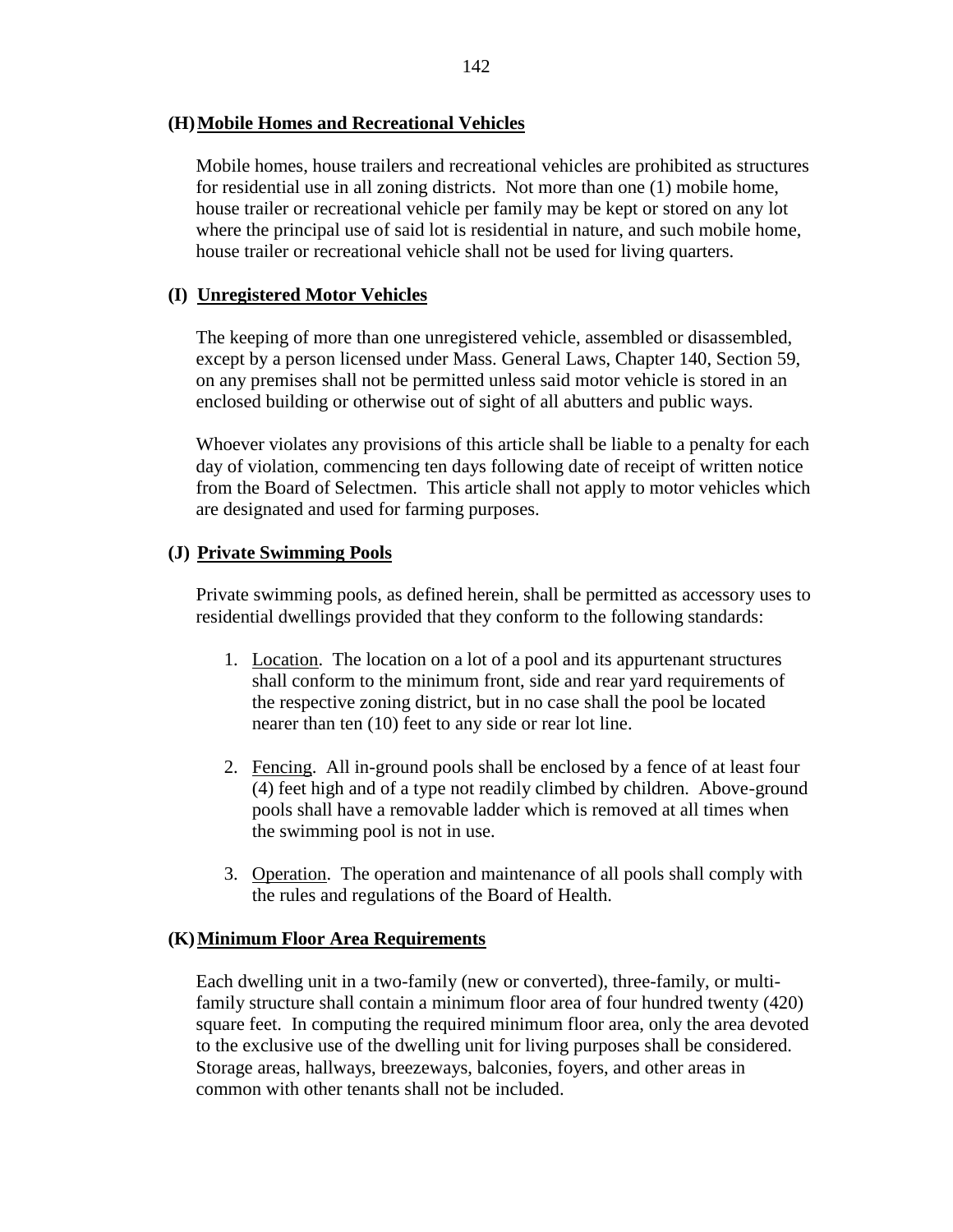### (H) Mobile Homes and Recreational Vehicles

Mobile homes, house trailers and recreational vehicles are prohibited as structures for residential use in all zoning districts. Not more than one (1) mobile home, house trailer or recreational vehicle per family may be kept or stored on any lot where the principal use of said lot is residential in nature, and such mobile home, house trailer or recreational vehicle shall not be used for living quarters.

### (I) Unregistered Motor Vehicles

The keeping of more than one unregistered vehicle, assembled or disassembled, except by a person licensed under Mass. General Laws, Chapter 140, Section 59, on any premises shall not be permitted unless said motor vehicle is stored in an enclosed building or otherwise out of sight of all abutters and public ways.

Whoever violates any provisions of this article shall be liable to a penalty for each day of violation, commencing ten days following date of receipt of written notice from the Board of Selectmen. This article shall not apply to motor vehicles which are designated and used for farming purposes.

### (J) Private Swimming Pools

Private swimming pools, as defined herein, shall be permitted as accessory uses to residential dwellings provided that they conform to the following standards:

1. Location. The location on a lot of a pool and its appurtenant structures shall conform to the minimum front, side and rear yard requirements of the respective zoning district, but in no case shall the pool be located nearer than ten (10) feet to any side or rear lot line.

2. Fencing. All in-ground pools shall be enclosed by a fence of at least four (4) feet high and of a type not readily climbed by children. Above-ground pools shall have a removable ladder which is removed at all times when the swimming pool is not in use.

3. Operation. The operation and maintenance of all pools shall comply with the rules and regulations of the Board of Health.

### (K) Minimum Floor Area Requirements

Each dwelling unit in a two-family (new or converted), three-family, or multi-family structure shall contain a minimum floor area of four hundred twenty (420) square feet. In computing the required minimum floor area, only the area devoted to the exclusive use of the dwelling unit for living purposes shall be considered. Storage areas, hallways, breezeways, balconies, foyers, and other areas in common with other tenants shall not be included.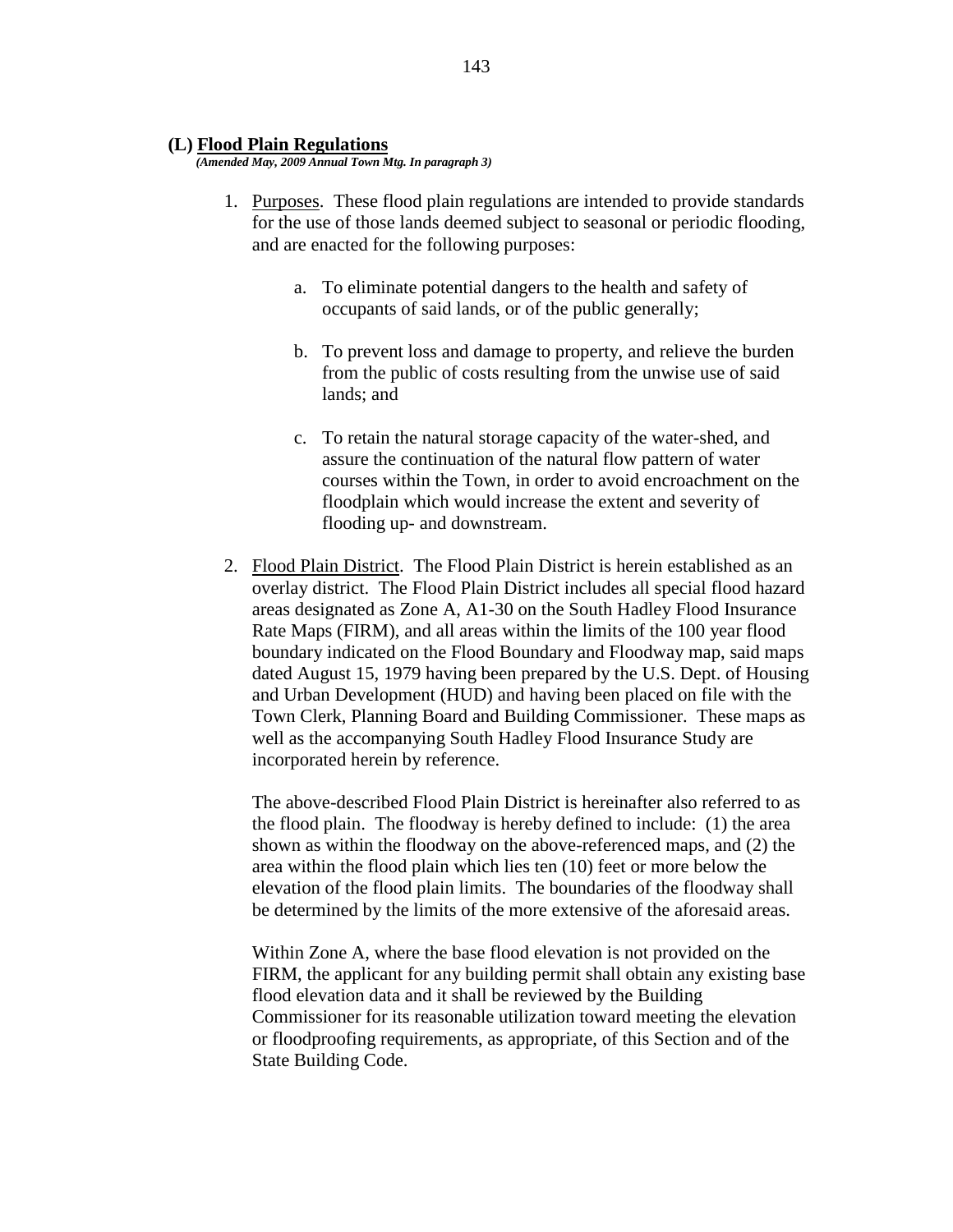## (L) Flood Plain Regulations

*(Amended May, 2009 Annual Town Mtg. In paragraph 3)*

1. Purposes. These flood plain regulations are intended to provide standards for the use of those lands deemed subject to seasonal or periodic flooding, and are enacted for the following purposes:

   a. To eliminate potential dangers to the health and safety of occupants of said lands, or of the public generally;

   b. To prevent loss and damage to property, and relieve the burden from the public of costs resulting from the unwise use of said lands; and

   c. To retain the natural storage capacity of the water-shed, and assure the continuation of the natural flow pattern of water courses within the Town, in order to avoid encroachment on the floodplain which would increase the extent and severity of flooding up- and downstream.

2. Flood Plain District. The Flood Plain District is herein established as an overlay district. The Flood Plain District includes all special flood hazard areas designated as Zone A, A1-30 on the South Hadley Flood Insurance Rate Maps (FIRM), and all areas within the limits of the 100 year flood boundary indicated on the Flood Boundary and Floodway map, said maps dated August 15, 1979 having been prepared by the U.S. Dept. of Housing and Urban Development (HUD) and having been placed on file with the Town Clerk, Planning Board and Building Commissioner. These maps as well as the accompanying South Hadley Flood Insurance Study are incorporated herein by reference.

   The above-described Flood Plain District is hereinafter also referred to as the flood plain. The floodway is hereby defined to include: (1) the area shown as within the floodway on the above-referenced maps, and (2) the area within the flood plain which lies ten (10) feet or more below the elevation of the flood plain limits. The boundaries of the floodway shall be determined by the limits of the more extensive of the aforesaid areas.

   Within Zone A, where the base flood elevation is not provided on the FIRM, the applicant for any building permit shall obtain any existing base flood elevation data and it shall be reviewed by the Building Commissioner for its reasonable utilization toward meeting the elevation or floodproofing requirements, as appropriate, of this Section and of the State Building Code.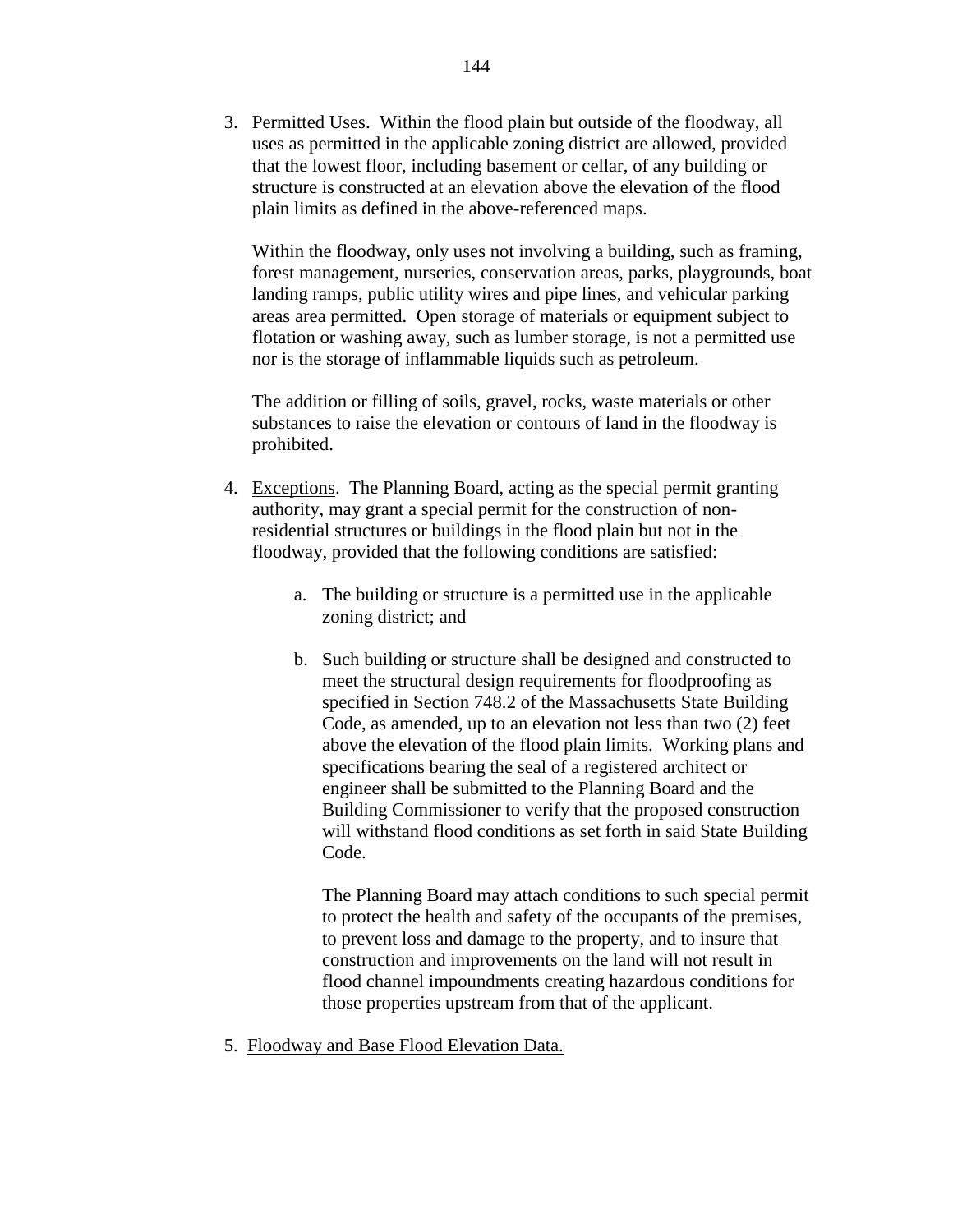3. Permitted Uses. Within the flood plain but outside of the floodway, all uses as permitted in the applicable zoning district are allowed, provided that the lowest floor, including basement or cellar, of any building or structure is constructed at an elevation above the elevation of the flood plain limits as defined in the above-referenced maps.

   Within the floodway, only uses not involving a building, such as framing, forest management, nurseries, conservation areas, parks, playgrounds, boat landing ramps, public utility wires and pipe lines, and vehicular parking areas area permitted. Open storage of materials or equipment subject to flotation or washing away, such as lumber storage, is not a permitted use nor is the storage of inflammable liquids such as petroleum.

   The addition or filling of soils, gravel, rocks, waste materials or other substances to raise the elevation or contours of land in the floodway is prohibited.

4. Exceptions. The Planning Board, acting as the special permit granting authority, may grant a special permit for the construction of non-residential structures or buildings in the flood plain but not in the floodway, provided that the following conditions are satisfied:

   a. The building or structure is a permitted use in the applicable zoning district; and

   b. Such building or structure shall be designed and constructed to meet the structural design requirements for floodproofing as specified in Section 748.2 of the Massachusetts State Building Code, as amended, up to an elevation not less than two (2) feet above the elevation of the flood plain limits. Working plans and specifications bearing the seal of a registered architect or engineer shall be submitted to the Planning Board and the Building Commissioner to verify that the proposed construction will withstand flood conditions as set forth in said State Building Code.

      The Planning Board may attach conditions to such special permit to protect the health and safety of the occupants of the premises, to prevent loss and damage to the property, and to insure that construction and improvements on the land will not result in flood channel impoundments creating hazardous conditions for those properties upstream from that of the applicant.

5. Floodway and Base Flood Elevation Data.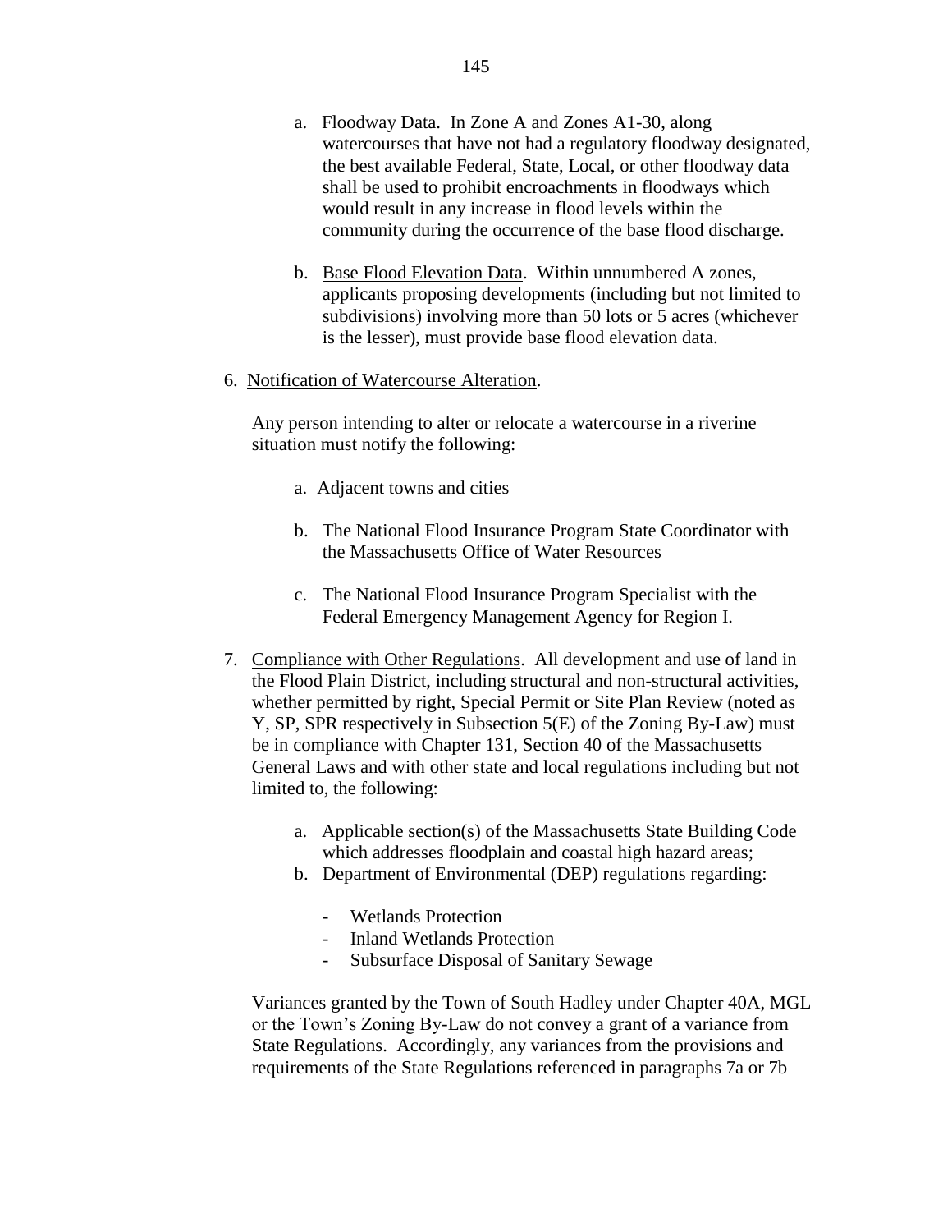a. Floodway Data. In Zone A and Zones A1-30, along watercourses that have not had a regulatory floodway designated, the best available Federal, State, Local, or other floodway data shall be used to prohibit encroachments in floodways which would result in any increase in flood levels within the community during the occurrence of the base flood discharge.

b. Base Flood Elevation Data. Within unnumbered A zones, applicants proposing developments (including but not limited to subdivisions) involving more than 50 lots or 5 acres (whichever is the lesser), must provide base flood elevation data.

6. Notification of Watercourse Alteration.

Any person intending to alter or relocate a watercourse in a riverine situation must notify the following:

a. Adjacent towns and cities

b. The National Flood Insurance Program State Coordinator with the Massachusetts Office of Water Resources

c. The National Flood Insurance Program Specialist with the Federal Emergency Management Agency for Region I.

7. Compliance with Other Regulations. All development and use of land in the Flood Plain District, including structural and non-structural activities, whether permitted by right, Special Permit or Site Plan Review (noted as Y, SP, SPR respectively in Subsection 5(E) of the Zoning By-Law) must be in compliance with Chapter 131, Section 40 of the Massachusetts General Laws and with other state and local regulations including but not limited to, the following:

a. Applicable section(s) of the Massachusetts State Building Code which addresses floodplain and coastal high hazard areas;
b. Department of Environmental (DEP) regulations regarding:

- Wetlands Protection
- Inland Wetlands Protection
- Subsurface Disposal of Sanitary Sewage

Variances granted by the Town of South Hadley under Chapter 40A, MGL or the Town's Zoning By-Law do not convey a grant of a variance from State Regulations. Accordingly, any variances from the provisions and requirements of the State Regulations referenced in paragraphs 7a or 7b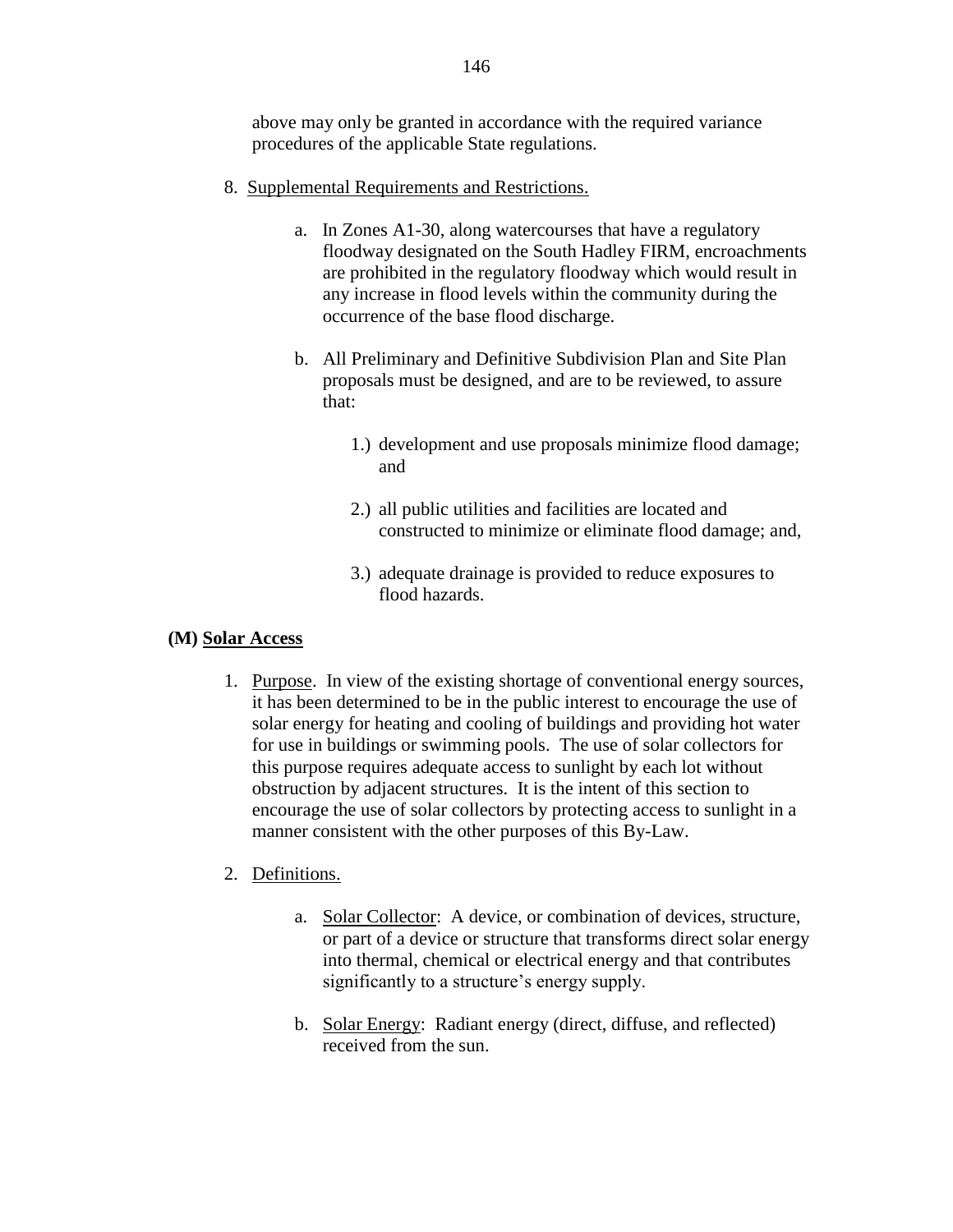above may only be granted in accordance with the required variance procedures of the applicable State regulations.

8. Supplemental Requirements and Restrictions.

    a. In Zones A1-30, along watercourses that have a regulatory floodway designated on the South Hadley FIRM, encroachments are prohibited in the regulatory floodway which would result in any increase in flood levels within the community during the occurrence of the base flood discharge.

    b. All Preliminary and Definitive Subdivision Plan and Site Plan proposals must be designed, and are to be reviewed, to assure that:

        1.) development and use proposals minimize flood damage; and

        2.) all public utilities and facilities are located and constructed to minimize or eliminate flood damage; and,

        3.) adequate drainage is provided to reduce exposures to flood hazards.

**(M) Solar Access**

1. Purpose. In view of the existing shortage of conventional energy sources, it has been determined to be in the public interest to encourage the use of solar energy for heating and cooling of buildings and providing hot water for use in buildings or swimming pools. The use of solar collectors for this purpose requires adequate access to sunlight by each lot without obstruction by adjacent structures. It is the intent of this section to encourage the use of solar collectors by protecting access to sunlight in a manner consistent with the other purposes of this By-Law.

2. Definitions.

    a. Solar Collector: A device, or combination of devices, structure, or part of a device or structure that transforms direct solar energy into thermal, chemical or electrical energy and that contributes significantly to a structure's energy supply.

    b. Solar Energy: Radiant energy (direct, diffuse, and reflected) received from the sun.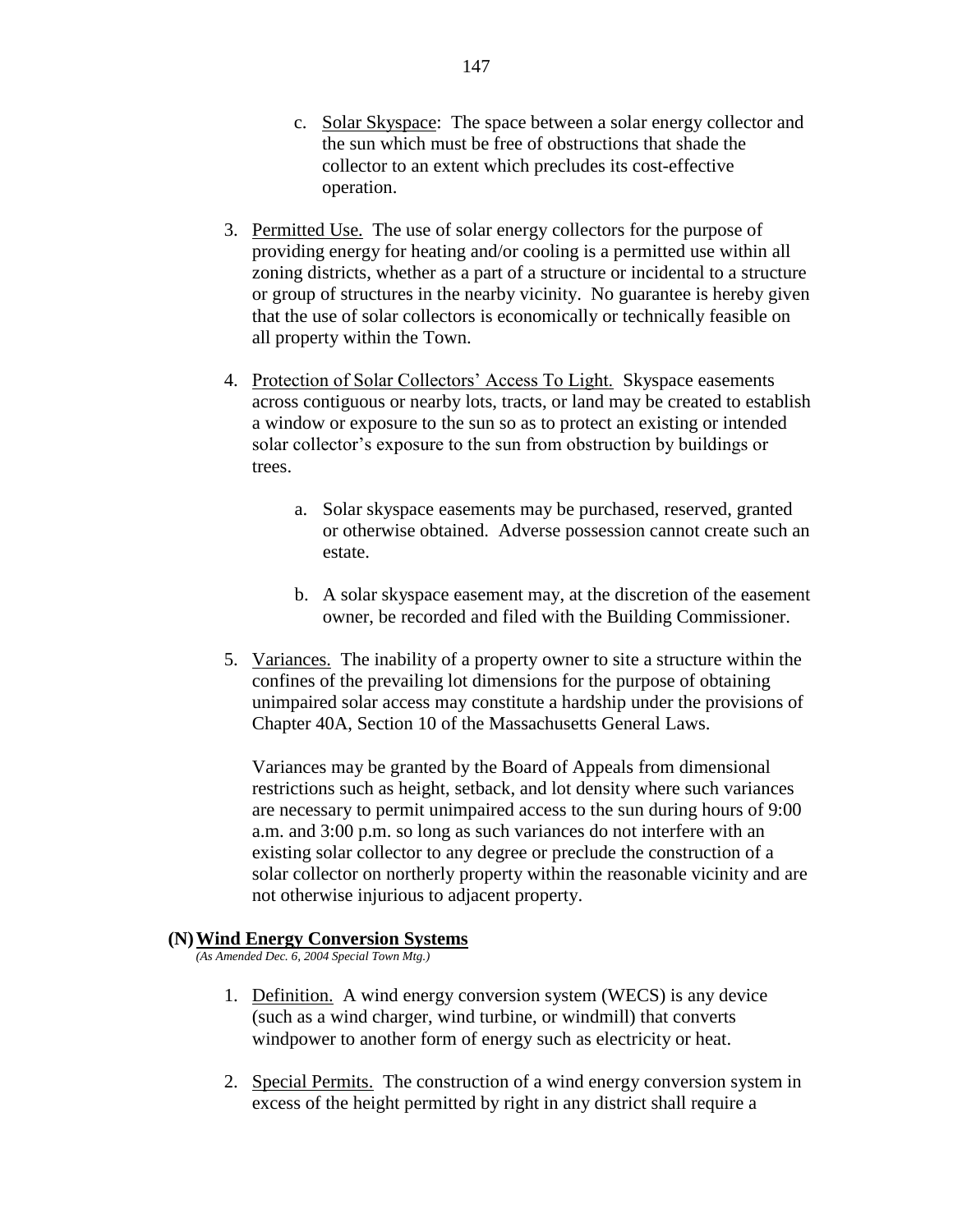c. Solar Skyspace: The space between a solar energy collector and the sun which must be free of obstructions that shade the collector to an extent which precludes its cost-effective operation.

3. Permitted Use. The use of solar energy collectors for the purpose of providing energy for heating and/or cooling is a permitted use within all zoning districts, whether as a part of a structure or incidental to a structure or group of structures in the nearby vicinity. No guarantee is hereby given that the use of solar collectors is economically or technically feasible on all property within the Town.

4. Protection of Solar Collectors' Access To Light. Skyspace easements across contiguous or nearby lots, tracts, or land may be created to establish a window or exposure to the sun so as to protect an existing or intended solar collector's exposure to the sun from obstruction by buildings or trees.

   a. Solar skyspace easements may be purchased, reserved, granted or otherwise obtained. Adverse possession cannot create such an estate.

   b. A solar skyspace easement may, at the discretion of the easement owner, be recorded and filed with the Building Commissioner.

5. Variances. The inability of a property owner to site a structure within the confines of the prevailing lot dimensions for the purpose of obtaining unimpaired solar access may constitute a hardship under the provisions of Chapter 40A, Section 10 of the Massachusetts General Laws.

   Variances may be granted by the Board of Appeals from dimensional restrictions such as height, setback, and lot density where such variances are necessary to permit unimpaired access to the sun during hours of 9:00 a.m. and 3:00 p.m. so long as such variances do not interfere with an existing solar collector to any degree or preclude the construction of a solar collector on northerly property within the reasonable vicinity and are not otherwise injurious to adjacent property.

### (N) Wind Energy Conversion Systems

*(As Amended Dec. 6, 2004 Special Town Mtg.)*

1. Definition. A wind energy conversion system (WECS) is any device (such as a wind charger, wind turbine, or windmill) that converts windpower to another form of energy such as electricity or heat.

2. Special Permits. The construction of a wind energy conversion system in excess of the height permitted by right in any district shall require a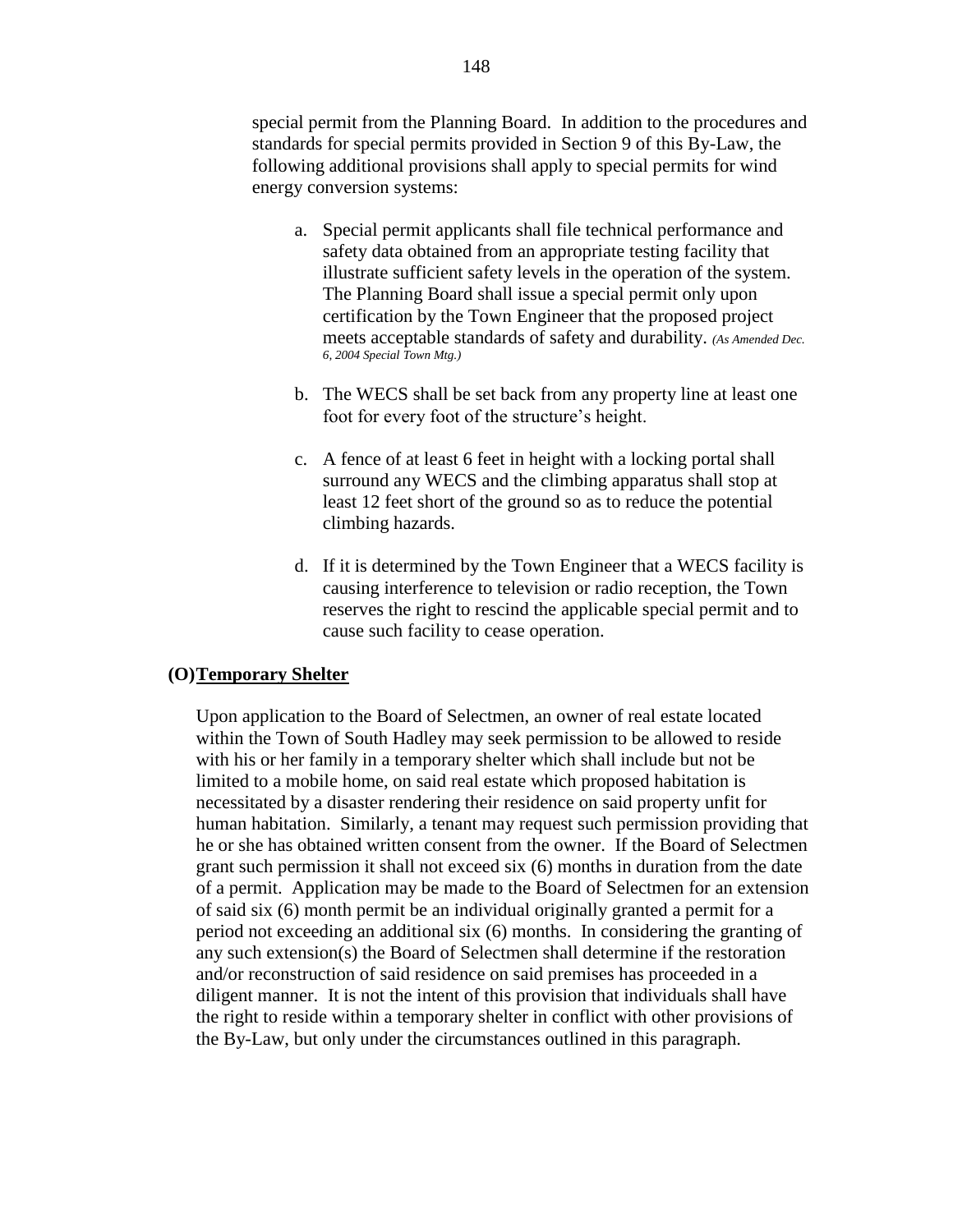special permit from the Planning Board. In addition to the procedures and standards for special permits provided in Section 9 of this By-Law, the following additional provisions shall apply to special permits for wind energy conversion systems:

a. Special permit applicants shall file technical performance and safety data obtained from an appropriate testing facility that illustrate sufficient safety levels in the operation of the system. The Planning Board shall issue a special permit only upon certification by the Town Engineer that the proposed project meets acceptable standards of safety and durability. *(As Amended Dec. 6, 2004 Special Town Mtg.)*

b. The WECS shall be set back from any property line at least one foot for every foot of the structure's height.

c. A fence of at least 6 feet in height with a locking portal shall surround any WECS and the climbing apparatus shall stop at least 12 feet short of the ground so as to reduce the potential climbing hazards.

d. If it is determined by the Town Engineer that a WECS facility is causing interference to television or radio reception, the Town reserves the right to rescind the applicable special permit and to cause such facility to cease operation.

**(O) <u>Temporary Shelter</u>**

Upon application to the Board of Selectmen, an owner of real estate located within the Town of South Hadley may seek permission to be allowed to reside with his or her family in a temporary shelter which shall include but not be limited to a mobile home, on said real estate which proposed habitation is necessitated by a disaster rendering their residence on said property unfit for human habitation. Similarly, a tenant may request such permission providing that he or she has obtained written consent from the owner. If the Board of Selectmen grant such permission it shall not exceed six (6) months in duration from the date of a permit. Application may be made to the Board of Selectmen for an extension of said six (6) month permit be an individual originally granted a permit for a period not exceeding an additional six (6) months. In considering the granting of any such extension(s) the Board of Selectmen shall determine if the restoration and/or reconstruction of said residence on said premises has proceeded in a diligent manner. It is not the intent of this provision that individuals shall have the right to reside within a temporary shelter in conflict with other provisions of the By-Law, but only under the circumstances outlined in this paragraph.